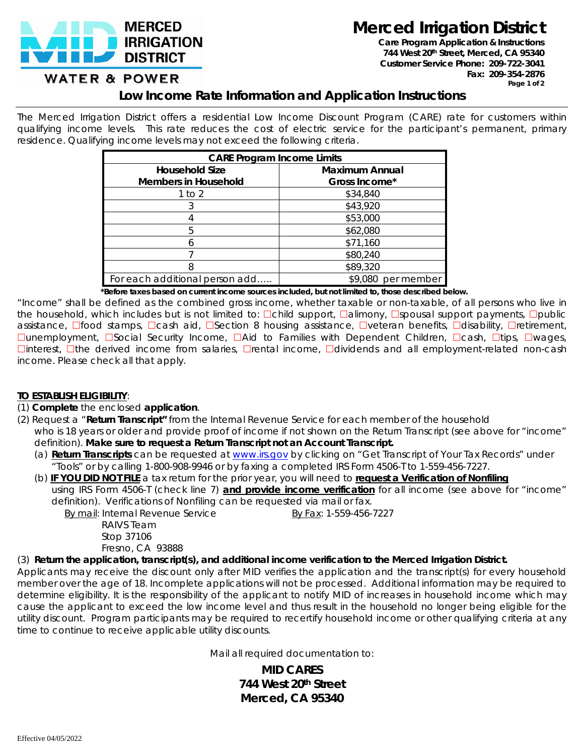# Merced Irrigation District

**Care Program Application & Instructions**
**744 West 20th Street, Merced, CA 95340**
**Customer Service Phone: 209-722-3041**
**Fax: 209-354-2876**

## Low Income Rate Information and Application Instructions

The Merced Irrigation District offers a residential Low Income Discount Program (CARE) rate for customers within qualifying income levels. This rate reduces the cost of electric service for the participant's permanent, primary residence. Qualifying income levels may not exceed the following criteria.

| **CARE Program Income Limits** | |
|---|---|
| **Household Size Members in Household** | **Maximum Annual Gross Income*** |
| 1 to 2 | $34,840 |
| 3 | $43,920 |
| 4 | $53,000 |
| 5 | $62,080 |
| 6 | $71,160 |
| 7 | $80,240 |
| 8 | $89,320 |
| For each additional person add….. | $9,080 per member |

***Before taxes based on current income sources included, but not limited to, those described below.**

"Income" shall be defined as the combined gross income, whether taxable or non-taxable, of all persons who live in the household, which includes but is not limited to: ☐child support, ☐alimony, ☐spousal support payments, ☐public assistance, ☐food stamps, ☐cash aid, ☐Section 8 housing assistance, ☐veteran benefits, ☐disability, ☐retirement, ☐unemployment, ☐Social Security Income, ☐Aid to Families with Dependent Children, ☐cash, ☐tips, ☐wages, ☐interest, ☐the derived income from salaries, ☐rental income, ☐dividends and all employment-related non-cash income. Please check all that apply.

**TO ESTABLISH ELIGIBILITY**:

(1) **Complete** the enclosed **application**.

(2) Request a "**Return Transcript"** from the Internal Revenue Service for each member of the household who is 18 years or older and provide proof of income if not shown on the Return Transcript (see above for "income" definition). **Make sure to request a Return Transcript not an Account Transcript.**

(a) **Return Transcripts** can be requested at www.irs.gov by clicking on "Get Transcript of Your Tax Records" under "Tools" or by calling 1-800-908-9946 or by faxing a completed IRS Form 4506-T to 1-559-456-7227.

(b) **IF YOU DID NOT FILE** a tax return for the prior year, you will need to **request a Verification of Nonfiling** using IRS Form 4506-T (check line 7) **and provide income verification** for all income (see above for "income" definition). Verifications of Nonfiling can be requested via mail or fax.

By mail: Internal Revenue Service
RAIVS Team
Stop 37106
Fresno, CA 93888

By Fax: 1-559-456-7227

(3) **Return the application, transcript(s), and additional income verification to the Merced Irrigation District.**

Applicants may receive the discount only after MID verifies the application and the transcript(s) for every household member over the age of 18. Incomplete applications will not be processed. Additional information may be required to determine eligibility. It is the responsibility of the applicant to notify MID of increases in household income which may cause the applicant to exceed the low income level and thus result in the household no longer being eligible for the utility discount. Program participants may be required to recertify household income or other qualifying criteria at any time to continue to receive applicable utility discounts.

Mail all required documentation to:

**MID CARES**
**744 West 20th Street**
**Merced, CA 95340**

Effective 04/05/2022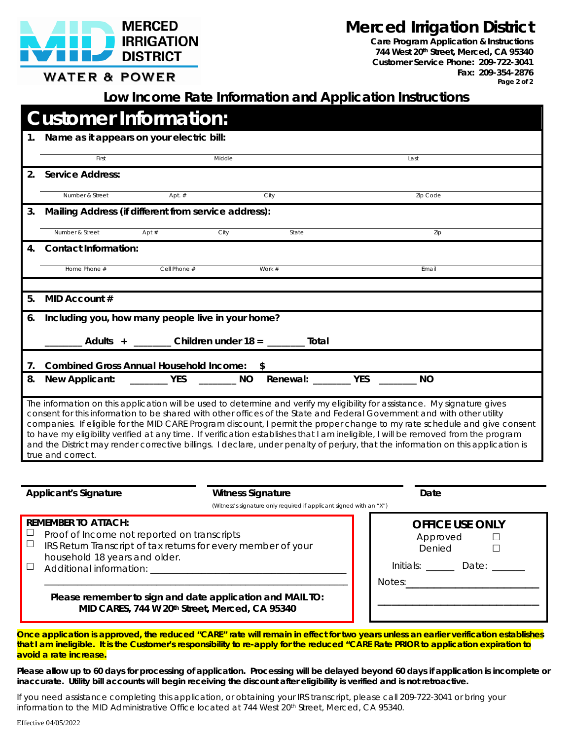MERCED IRRIGATION DISTRICT

WATER & POWER

# Merced Irrigation District

**Care Program Application & Instructions**
**744 West 20th Street, Merced, CA 95340**
**Customer Service Phone: 209-722-3041**
**Fax: 209-354-2876**

## Low Income Rate Information and Application Instructions

## Customer Information:

**1. Name as it appears on your electric bill:**

First | Middle | Last

**2. Service Address:**

Number & Street | Apt. # | City | Zip Code

**3. Mailing Address (if different from service address):**

Number & Street | Apt # | City | State | Zip

**4. Contact Information:**

Home Phone # | Cell Phone # | Work # | Email

**5. MID Account #**

**6. Including you, how many people live in your home?**

**_______ Adults + _______ Children under 18 = _______ Total**

**7. Combined Gross Annual Household Income: $**

**8. New Applicant: _______ YES _______ NO Renewal: _______ YES _______ NO**

The information on this application will be used to determine and verify my eligibility for assistance. My signature gives consent for this information to be shared with other offices of the State and Federal Government and with other utility companies. If eligible for the MID CARE Program discount, I permit the proper change to my rate schedule and give consent to have my eligibility verified at any time. If verification establishes that I am ineligible, I will be removed from the program and the District may render corrective billings. I declare, under penalty of perjury, that the information on this application is true and correct.

**Applicant's Signature** | **Witness Signature** | **Date**

(Witness's signature only required if applicant signed with an "X")

**REMEMBER TO ATTACH:**

- ☐ Proof of Income not reported on transcripts
- ☐ IRS Return Transcript of tax returns for every member of your household 18 years and older.
- ☐ Additional information: ________________________________________

**Please remember to sign and date application and MAIL TO:**
**MID CARES, 744 W 20th Street, Merced, CA 95340**

**OFFICE USE ONLY**

Approved ☐
Denied ☐

Initials: ______ Date: ______

Notes:___________________________

**Once application is approved, the reduced "CARE" rate will remain in effect for two years unless an earlier verification establishes that I am ineligible. It is the Customer's responsibility to re-apply for the reduced "CARE Rate PRIOR to application expiration to avoid a rate increase.**

**Please allow up to 60 days for processing of application. Processing will be delayed beyond 60 days if application is incomplete or inaccurate. Utility bill accounts will begin receiving the discount after eligibility is verified and is not retroactive.**

If you need assistance completing this application, or obtaining your IRS transcript, please call 209-722-3041 or bring your information to the MID Administrative Office located at 744 West 20th Street, Merced, CA 95340.

Effective 04/05/2022